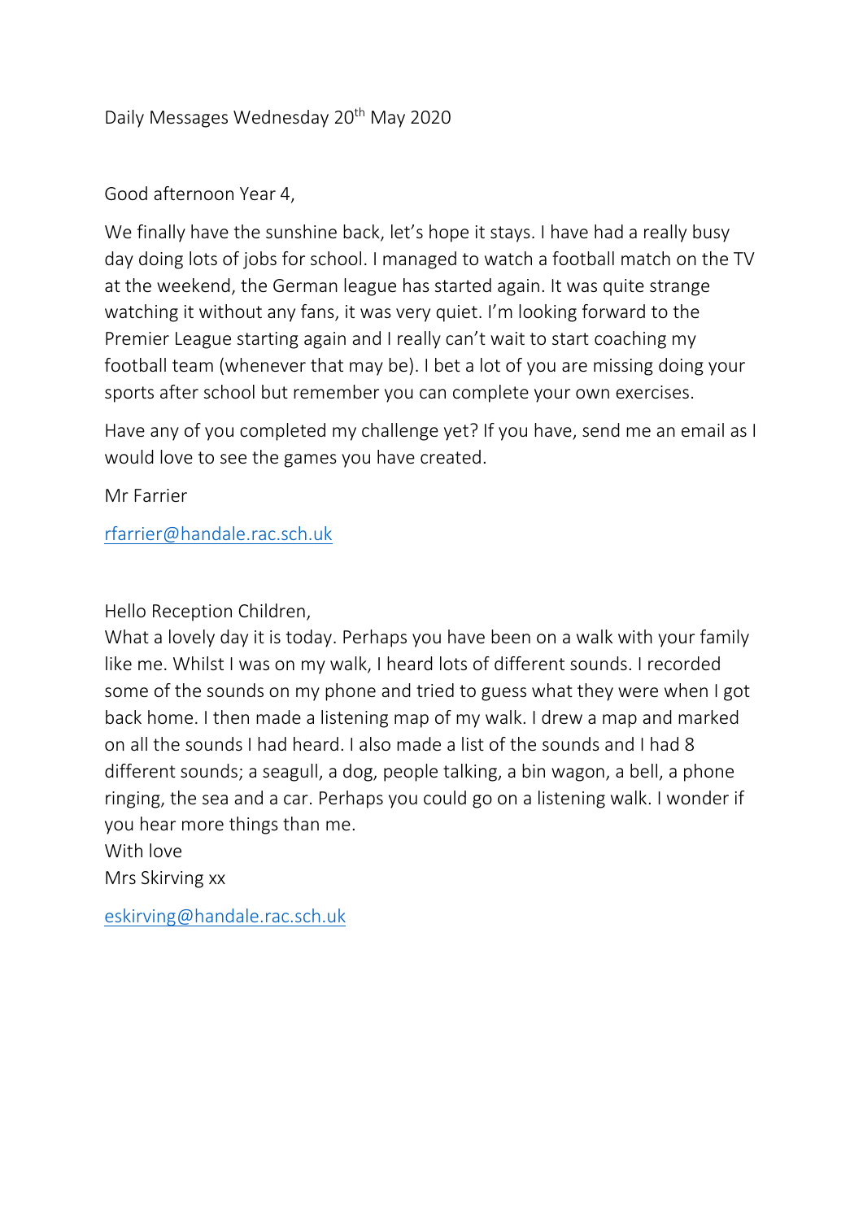Daily Messages Wednesday 20th May 2020

Good afternoon Year 4,

We finally have the sunshine back, let's hope it stays. I have had a really busy day doing lots of jobs for school. I managed to watch a football match on the TV at the weekend, the German league has started again. It was quite strange watching it without any fans, it was very quiet. I'm looking forward to the Premier League starting again and I really can't wait to start coaching my football team (whenever that may be). I bet a lot of you are missing doing your sports after school but remember you can complete your own exercises.

Have any of you completed my challenge yet? If you have, send me an email as I would love to see the games you have created.

Mr Farrier

rfarrier@handale.rac.sch.uk

Hello Reception Children,
What a lovely day it is today. Perhaps you have been on a walk with your family like me. Whilst I was on my walk, I heard lots of different sounds. I recorded some of the sounds on my phone and tried to guess what they were when I got back home. I then made a listening map of my walk. I drew a map and marked on all the sounds I had heard. I also made a list of the sounds and I had 8 different sounds; a seagull, a dog, people talking, a bin wagon, a bell, a phone ringing, the sea and a car. Perhaps you could go on a listening walk. I wonder if you hear more things than me.
With love
Mrs Skirving xx

eskirving@handale.rac.sch.uk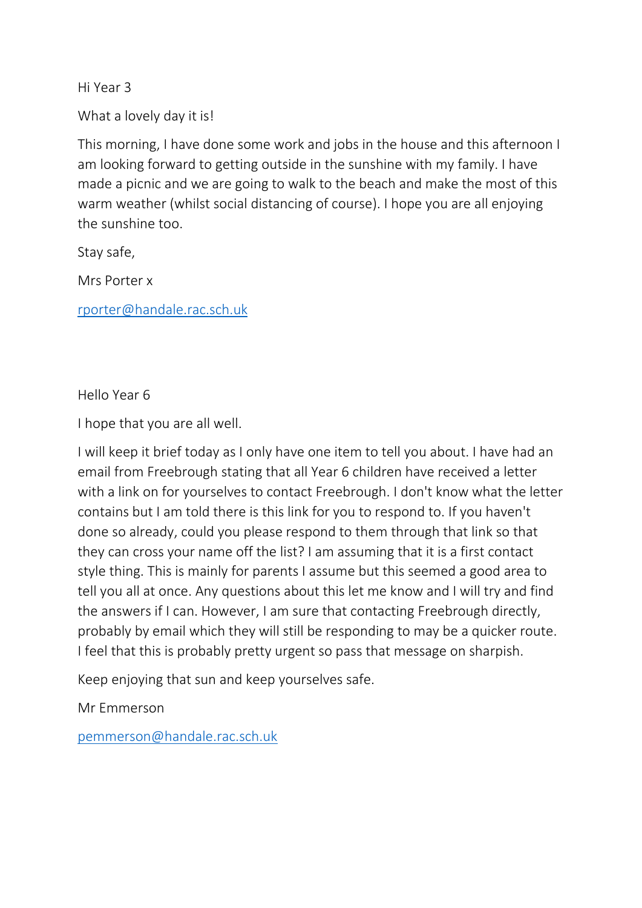Hi Year 3

What a lovely day it is!

This morning, I have done some work and jobs in the house and this afternoon I am looking forward to getting outside in the sunshine with my family. I have made a picnic and we are going to walk to the beach and make the most of this warm weather (whilst social distancing of course). I hope you are all enjoying the sunshine too.

Stay safe,

Mrs Porter x

rporter@handale.rac.sch.uk

Hello Year 6

I hope that you are all well.

I will keep it brief today as I only have one item to tell you about. I have had an email from Freebrough stating that all Year 6 children have received a letter with a link on for yourselves to contact Freebrough. I don't know what the letter contains but I am told there is this link for you to respond to. If you haven't done so already, could you please respond to them through that link so that they can cross your name off the list? I am assuming that it is a first contact style thing. This is mainly for parents I assume but this seemed a good area to tell you all at once. Any questions about this let me know and I will try and find the answers if I can. However, I am sure that contacting Freebrough directly, probably by email which they will still be responding to may be a quicker route. I feel that this is probably pretty urgent so pass that message on sharpish.

Keep enjoying that sun and keep yourselves safe.

Mr Emmerson

pemmerson@handale.rac.sch.uk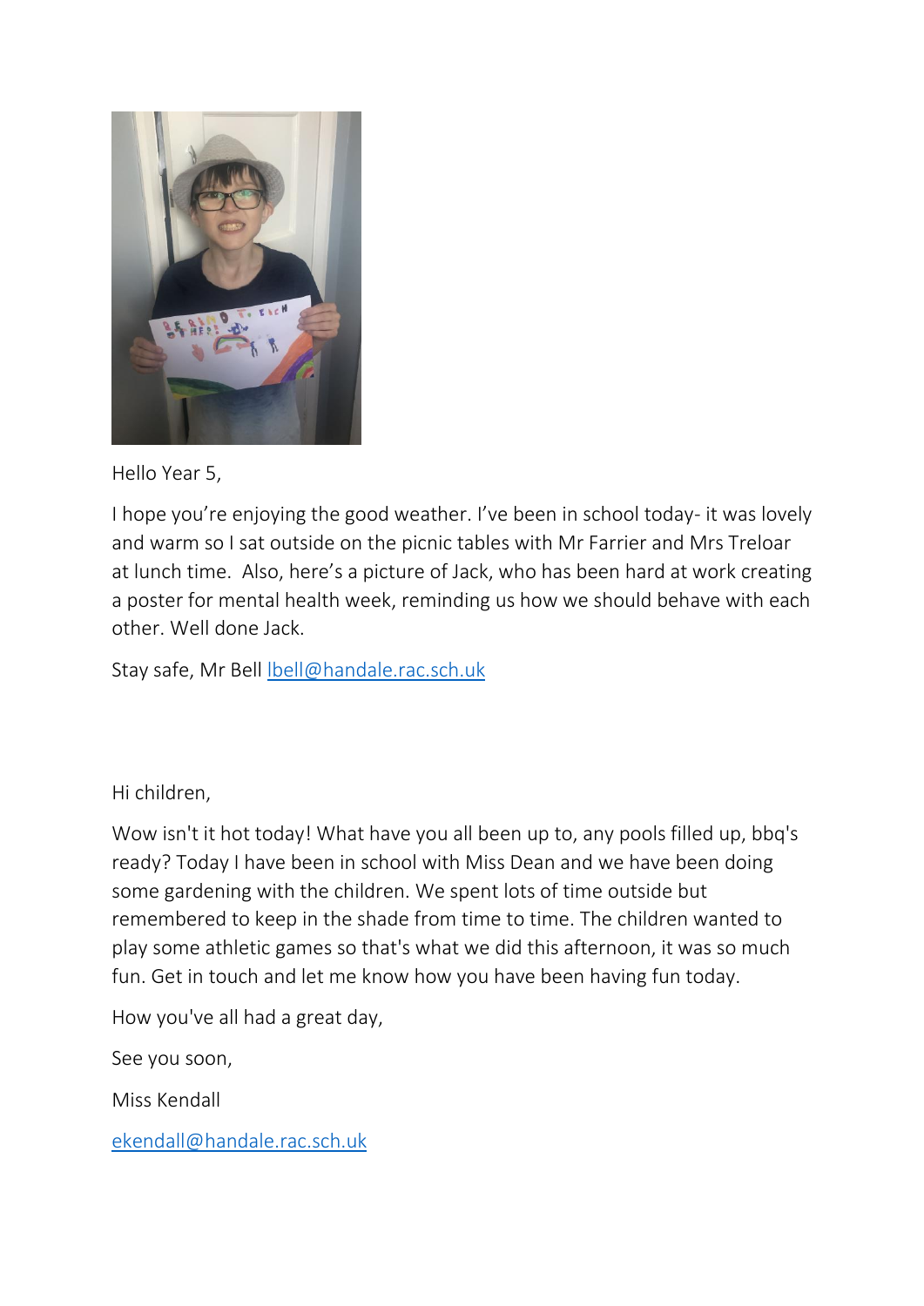Hello Year 5,

I hope you're enjoying the good weather. I've been in school today- it was lovely and warm so I sat outside on the picnic tables with Mr Farrier and Mrs Treloar at lunch time.  Also, here's a picture of Jack, who has been hard at work creating a poster for mental health week, reminding us how we should behave with each other. Well done Jack.

Stay safe, Mr Bell lbell@handale.rac.sch.uk

Hi children,

Wow isn't it hot today! What have you all been up to, any pools filled up, bbq's ready? Today I have been in school with Miss Dean and we have been doing some gardening with the children. We spent lots of time outside but remembered to keep in the shade from time to time. The children wanted to play some athletic games so that's what we did this afternoon, it was so much fun. Get in touch and let me know how you have been having fun today.

How you've all had a great day,

See you soon,

Miss Kendall

ekendall@handale.rac.sch.uk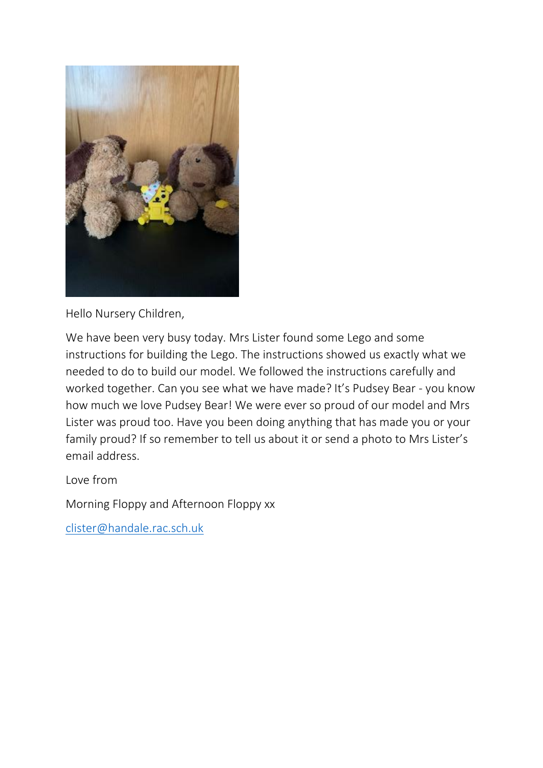Hello Nursery Children,

We have been very busy today. Mrs Lister found some Lego and some instructions for building the Lego. The instructions showed us exactly what we needed to do to build our model. We followed the instructions carefully and worked together. Can you see what we have made? It's Pudsey Bear - you know how much we love Pudsey Bear! We were ever so proud of our model and Mrs Lister was proud too. Have you been doing anything that has made you or your family proud? If so remember to tell us about it or send a photo to Mrs Lister's email address.

Love from

Morning Floppy and Afternoon Floppy xx

clister@handale.rac.sch.uk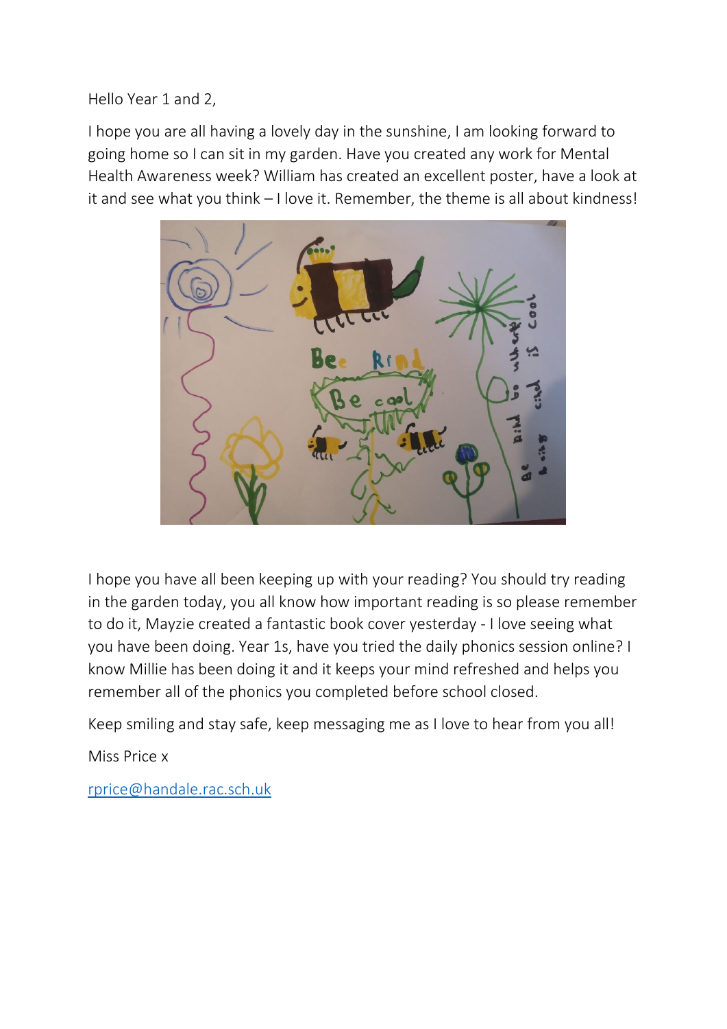Hello Year 1 and 2,

I hope you are all having a lovely day in the sunshine, I am looking forward to going home so I can sit in my garden. Have you created any work for Mental Health Awareness week? William has created an excellent poster, have a look at it and see what you think – I love it. Remember, the theme is all about kindness!

I hope you have all been keeping up with your reading? You should try reading in the garden today, you all know how important reading is so please remember to do it, Mayzie created a fantastic book cover yesterday - I love seeing what you have been doing. Year 1s, have you tried the daily phonics session online? I know Millie has been doing it and it keeps your mind refreshed and helps you remember all of the phonics you completed before school closed.

Keep smiling and stay safe, keep messaging me as I love to hear from you all!

Miss Price x

rprice@handale.rac.sch.uk